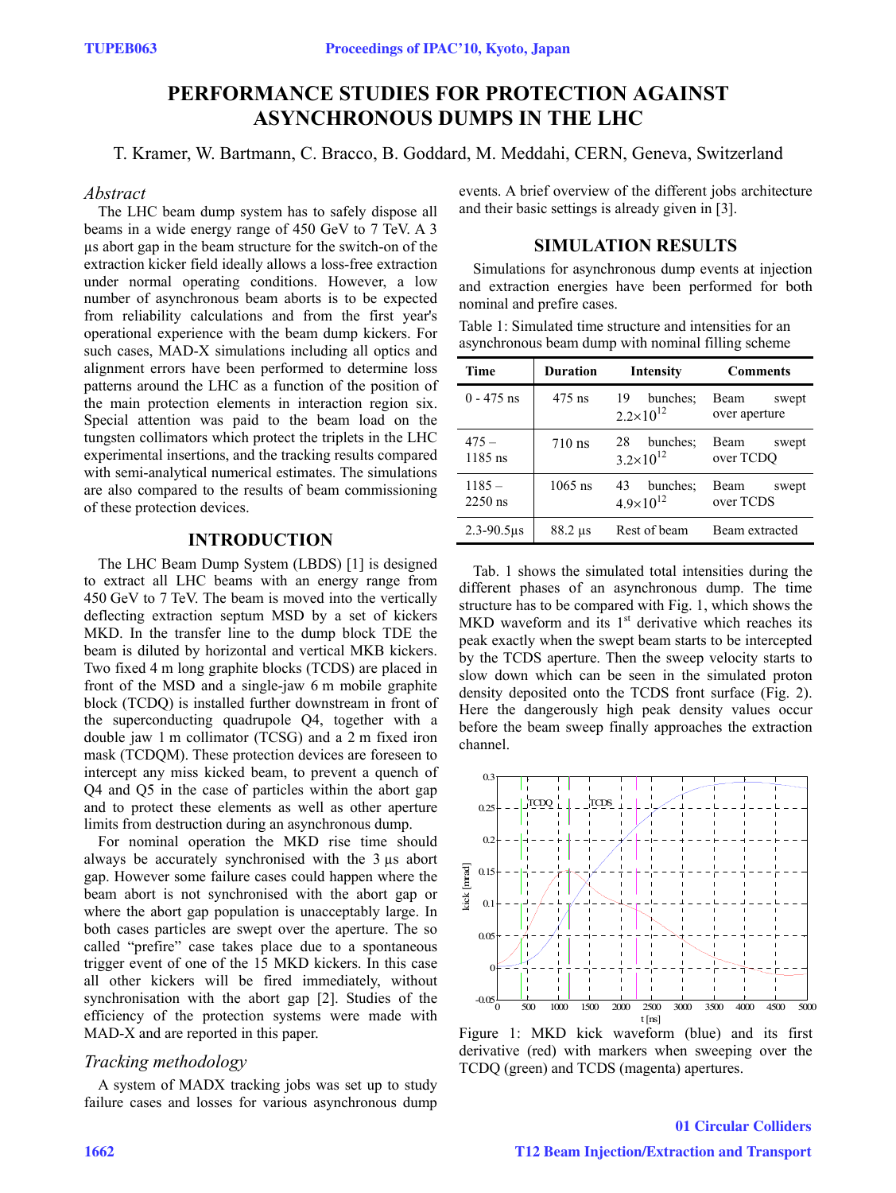# PERFORMANCE STUDIES FOR PROTECTION AGAINST ASYNCHRONOUS DUMPS IN THE LHC

T. Kramer, W. Bartmann, C. Bracco, B. Goddard, M. Meddahi, CERN, Geneva, Switzerland

## *Abstract*

The LHC beam dump system has to safely dispose all beams in a wide energy range of 450 GeV to 7 TeV. A 3 µs abort gap in the beam structure for the switch-on of the extraction kicker field ideally allows a loss-free extraction under normal operating conditions. However, a low number of asynchronous beam aborts is to be expected from reliability calculations and from the first year's operational experience with the beam dump kickers. For such cases, MAD-X simulations including all optics and alignment errors have been performed to determine loss patterns around the LHC as a function of the position of the main protection elements in interaction region six. Special attention was paid to the beam load on the tungsten collimators which protect the triplets in the LHC experimental insertions, and the tracking results compared with semi-analytical numerical estimates. The simulations are also compared to the results of beam commissioning of these protection devices.

## INTRODUCTION

The LHC Beam Dump System (LBDS) [1] is designed to extract all LHC beams with an energy range from 450 GeV to 7 TeV. The beam is moved into the vertically deflecting extraction septum MSD by a set of kickers MKD. In the transfer line to the dump block TDE the beam is diluted by horizontal and vertical MKB kickers. Two fixed 4 m long graphite blocks (TCDS) are placed in front of the MSD and a single-jaw 6 m mobile graphite block (TCDQ) is installed further downstream in front of the superconducting quadrupole Q4, together with a double jaw 1 m collimator (TCSG) and a 2 m fixed iron mask (TCDQM). These protection devices are foreseen to intercept any miss kicked beam, to prevent a quench of Q4 and Q5 in the case of particles within the abort gap and to protect these elements as well as other aperture limits from destruction during an asynchronous dump.

For nominal operation the MKD rise time should always be accurately synchronised with the 3 µs abort gap. However some failure cases could happen where the beam abort is not synchronised with the abort gap or where the abort gap population is unacceptably large. In both cases particles are swept over the aperture. The so called "prefire" case takes place due to a spontaneous trigger event of one of the 15 MKD kickers. In this case all other kickers will be fired immediately, without synchronisation with the abort gap [2]. Studies of the efficiency of the protection systems were made with MAD-X and are reported in this paper.

### *Tracking methodology*

A system of MADX tracking jobs was set up to study failure cases and losses for various asynchronous dump events. A brief overview of the different jobs architecture and their basic settings is already given in [3].

## SIMULATION RESULTS

Simulations for asynchronous dump events at injection and extraction energies have been performed for both nominal and prefire cases.

Table 1: Simulated time structure and intensities for an asynchronous beam dump with nominal filling scheme

| Time | Duration | Intensity | Comments |
|---|---|---|---|
| 0 - 475 ns | 475 ns | 19 bunches; $2.2\times10^{12}$ | Beam swept over aperture |
| 475 – 1185 ns | 710 ns | 28 bunches; $3.2\times10^{12}$ | Beam swept over TCDQ |
| 1185 – 2250 ns | 1065 ns | 43 bunches; $4.9\times10^{12}$ | Beam swept over TCDS |
| 2.3-90.5µs | 88.2 µs | Rest of beam | Beam extracted |

Tab. 1 shows the simulated total intensities during the different phases of an asynchronous dump. The time structure has to be compared with Fig. 1, which shows the MKD waveform and its 1st derivative which reaches its peak exactly when the swept beam starts to be intercepted by the TCDS aperture. Then the sweep velocity starts to slow down which can be seen in the simulated proton density deposited onto the TCDS front surface (Fig. 2). Here the dangerously high peak density values occur before the beam sweep finally approaches the extraction channel.

Figure 1: MKD kick waveform (blue) and its first derivative (red) with markers when sweeping over the TCDQ (green) and TCDS (magenta) apertures.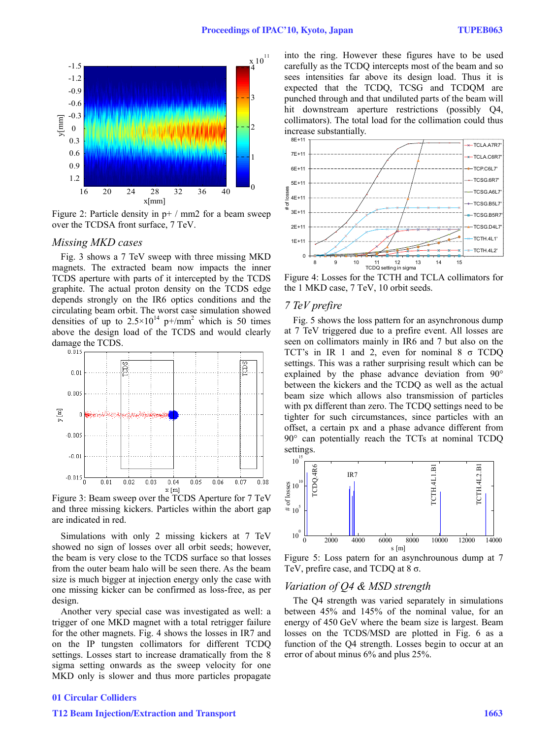Figure 2: Particle density in p+ / mm2 for a beam sweep over the TCDSA front surface, 7 TeV.

### *Missing MKD cases*

Fig. 3 shows a 7 TeV sweep with three missing MKD magnets. The extracted beam now impacts the inner TCDS aperture with parts of it intercepted by the TCDS graphite. The actual proton density on the TCDS edge depends strongly on the IR6 optics conditions and the circulating beam orbit. The worst case simulation showed densities of up to $2.5\times10^{14}$ p+/mm$^2$ which is 50 times above the design load of the TCDS and would clearly damage the TCDS.

Figure 3: Beam sweep over the TCDS Aperture for 7 TeV and three missing kickers. Particles within the abort gap are indicated in red.

Simulations with only 2 missing kickers at 7 TeV showed no sign of losses over all orbit seeds; however, the beam is very close to the TCDS surface so that losses from the outer beam halo will be seen there. As the beam size is much bigger at injection energy only the case with one missing kicker can be confirmed as loss-free, as per design.

Another very special case was investigated as well: a trigger of one MKD magnet with a total retrigger failure for the other magnets. Fig. 4 shows the losses in IR7 and on the IP tungsten collimators for different TCDQ settings. Losses start to increase dramatically from the 8 sigma setting onwards as the sweep velocity for one MKD only is slower and thus more particles propagate into the ring. However these figures have to be used carefully as the TCDQ intercepts most of the beam and so sees intensities far above its design load. Thus it is expected that the TCDQ, TCSG and TCDQM are punched through and that undiluted parts of the beam will hit downstream aperture restrictions (possibly Q4, collimators). The total load for the collimation could thus increase substantially.

Figure 4: Losses for the TCTH and TCLA collimators for the 1 MKD case, 7 TeV, 10 orbit seeds.

### *7 TeV prefire*

Fig. 5 shows the loss pattern for an asynchronous dump at 7 TeV triggered due to a prefire event. All losses are seen on collimators mainly in IR6 and 7 but also on the TCT's in IR 1 and 2, even for nominal 8 σ TCDQ settings. This was a rather surprising result which can be explained by the phase advance deviation from 90° between the kickers and the TCDQ as well as the actual beam size which allows also transmission of particles with px different than zero. The TCDQ settings need to be tighter for such circumstances, since particles with an offset, a certain px and a phase advance different from 90° can potentially reach the TCTs at nominal TCDQ settings.

Figure 5: Loss patern for an asynchronous dump at 7 TeV, prefire case, and TCDQ at 8 σ.

### *Variation of Q4 & MSD strength*

The Q4 strength was varied separately in simulations between 45% and 145% of the nominal value, for an energy of 450 GeV where the beam size is largest. Beam losses on the TCDS/MSD are plotted in Fig. 6 as a function of the Q4 strength. Losses begin to occur at an error of about minus 6% and plus 25%.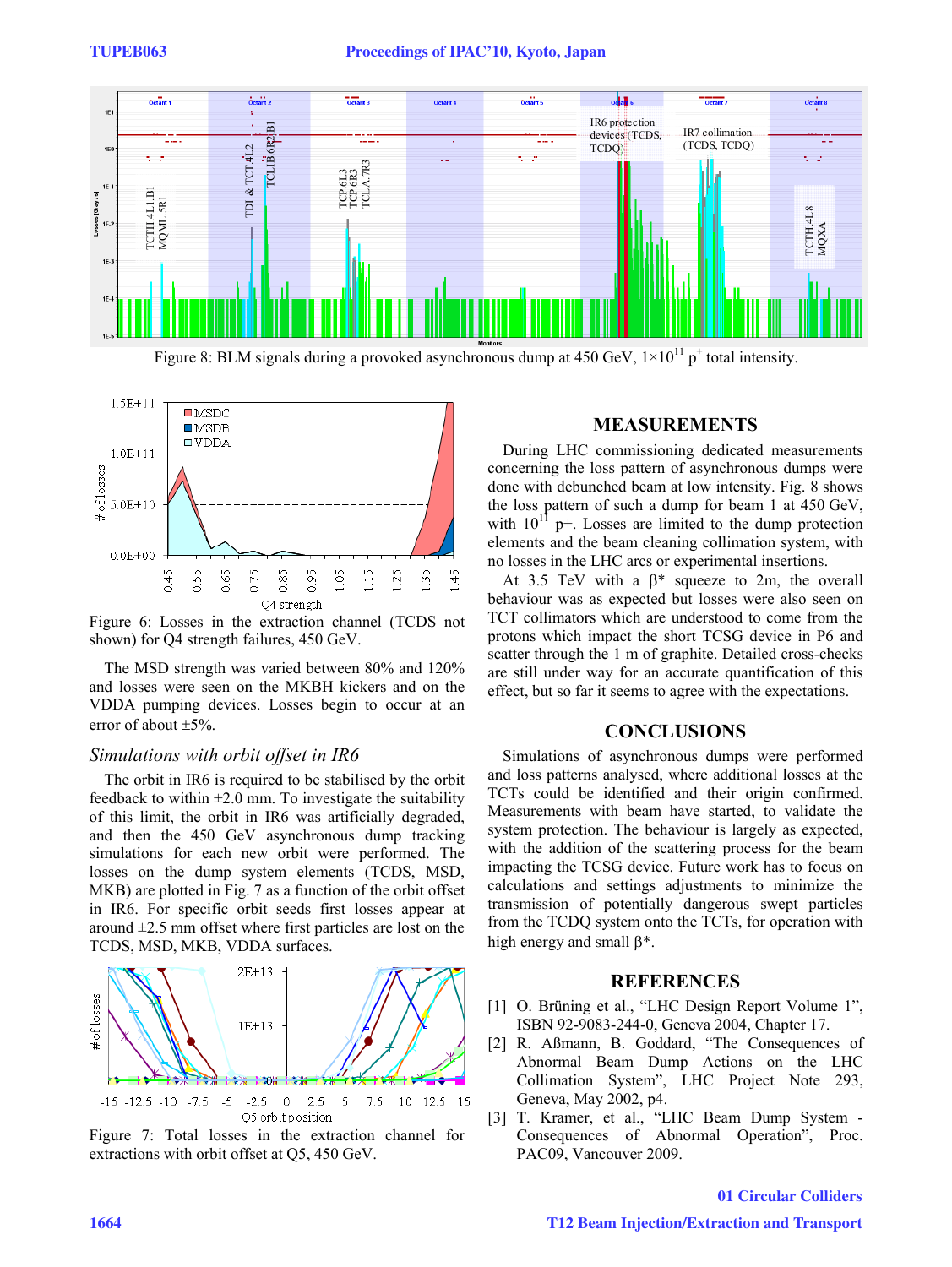Octant 1
Octant 2
Octant 3
Octant 4
Octant 5
Octant 6
Octant 7
Octant 8

IR6 protection devices (TCDS, TCDQ)

IR7 collimation (TCDS, TCDQ)

TCTH.4L1.B1
MQML.5R1

TDI & TCT.4L2

TCLIB.6R2.B1

TCP.6L3
TCP.6R3
TCLA.7R3

TCTH.4L8
MQXA

Losses [Gray/s]

1E1
1E0
1E-1
1E-2
1E-3
1E-4
1E-5

Monitors

Figure 8: BLM signals during a provoked asynchronous dump at 450 GeV, $1\times10^{11}$ $p^+$ total intensity.

1.5E+11
1.0E+11
5.0E+10
0.0E+00

MSDC
MSDB
VDDA

# of losses

0.45
0.55
0.65
0.75
0.85
0.95
1.05
1.15
1.25
1.35
1.45

Q4 strength

Figure 6: Losses in the extraction channel (TCDS not shown) for Q4 strength failures, 450 GeV.

The MSD strength was varied between 80% and 120% and losses were seen on the MKBH kickers and on the VDDA pumping devices. Losses begin to occur at an error of about ±5%.

### *Simulations with orbit offset in IR6*

The orbit in IR6 is required to be stabilised by the orbit feedback to within ±2.0 mm. To investigate the suitability of this limit, the orbit in IR6 was artificially degraded, and then the 450 GeV asynchronous dump tracking simulations for each new orbit were performed. The losses on the dump system elements (TCDS, MSD, MKB) are plotted in Fig. 7 as a function of the orbit offset in IR6. For specific orbit seeds first losses appear at around ±2.5 mm offset where first particles are lost on the TCDS, MSD, MKB, VDDA surfaces.

2E+13
1E+13

# of losses

-15
-12.5
-10
-7.5
-5
-2.5
0
2.5
5
7.5
10
12.5
15

Q5 orbit position

Figure 7: Total losses in the extraction channel for extractions with orbit offset at Q5, 450 GeV.

## MEASUREMENTS

During LHC commissioning dedicated measurements concerning the loss pattern of asynchronous dumps were done with debunched beam at low intensity. Fig. 8 shows the loss pattern of such a dump for beam 1 at 450 GeV, with $10^{11}$ p+. Losses are limited to the dump protection elements and the beam cleaning collimation system, with no losses in the LHC arcs or experimental insertions.

At 3.5 TeV with a $\beta$* squeeze to 2m, the overall behaviour was as expected but losses were also seen on TCT collimators which are understood to come from the protons which impact the short TCSG device in P6 and scatter through the 1 m of graphite. Detailed cross-checks are still under way for an accurate quantification of this effect, but so far it seems to agree with the expectations.

## CONCLUSIONS

Simulations of asynchronous dumps were performed and loss patterns analysed, where additional losses at the TCTs could be identified and their origin confirmed. Measurements with beam have started, to validate the system protection. The behaviour is largely as expected, with the addition of the scattering process for the beam impacting the TCSG device. Future work has to focus on calculations and settings adjustments to minimize the transmission of potentially dangerous swept particles from the TCDQ system onto the TCTs, for operation with high energy and small $\beta$*.

## REFERENCES

[1] O. Brüning et al., "LHC Design Report Volume 1", ISBN 92-9083-244-0, Geneva 2004, Chapter 17.

[2] R. Aßmann, B. Goddard, "The Consequences of Abnormal Beam Dump Actions on the LHC Collimation System", LHC Project Note 293, Geneva, May 2002, p4.

[3] T. Kramer, et al., "LHC Beam Dump System - Consequences of Abnormal Operation", Proc. PAC09, Vancouver 2009.